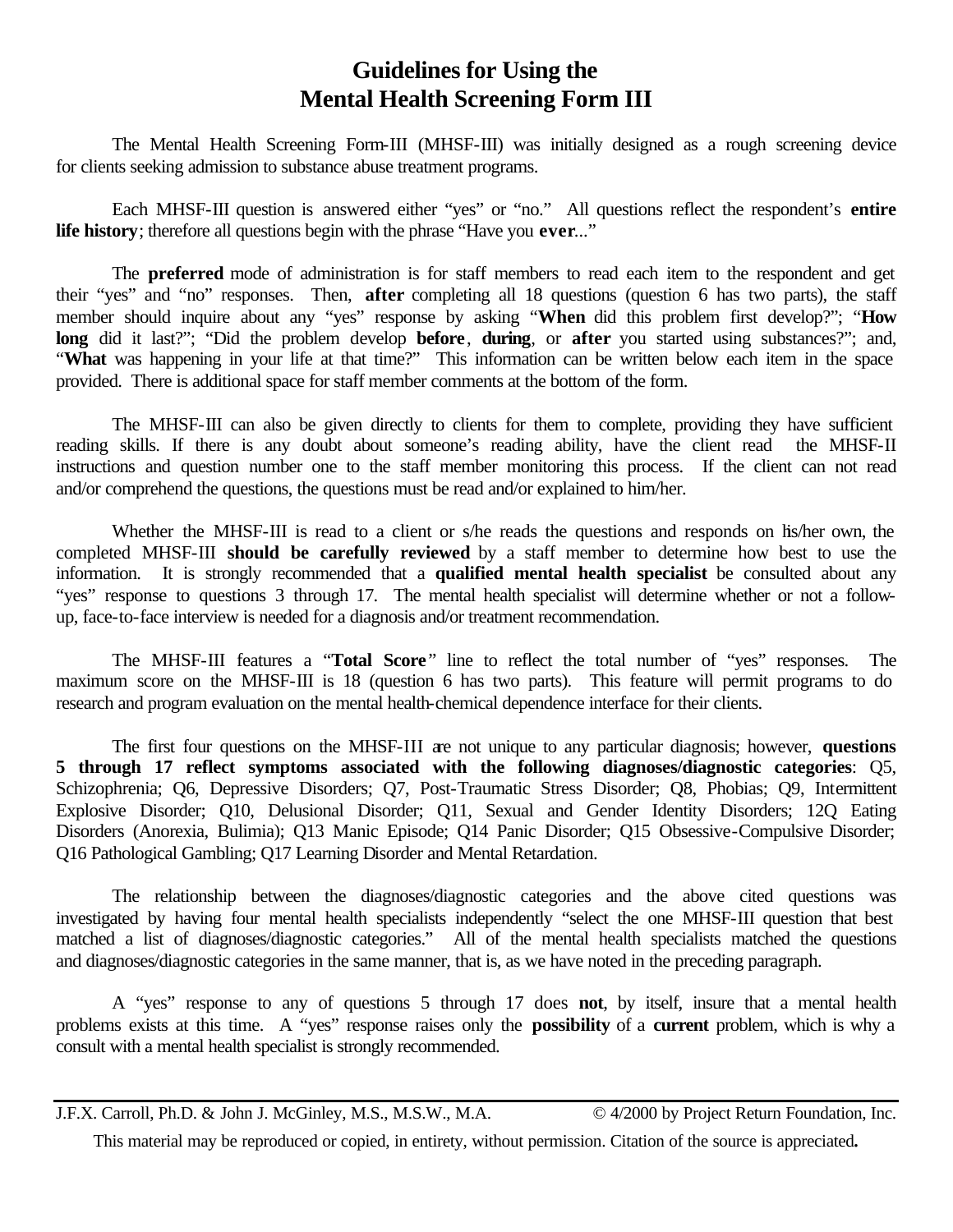# Guidelines for Using the Mental Health Screening Form III

The Mental Health Screening Form-III (MHSF-III) was initially designed as a rough screening device for clients seeking admission to substance abuse treatment programs.

Each MHSF-III question is answered either "yes" or "no." All questions reflect the respondent's **entire life history**; therefore all questions begin with the phrase "Have you **ever**..."

The **preferred** mode of administration is for staff members to read each item to the respondent and get their "yes" and "no" responses. Then, **after** completing all 18 questions (question 6 has two parts), the staff member should inquire about any "yes" response by asking "**When** did this problem first develop?"; "**How long** did it last?"; "Did the problem develop **before**, **during**, or **after** you started using substances?"; and, "**What** was happening in your life at that time?" This information can be written below each item in the space provided. There is additional space for staff member comments at the bottom of the form.

The MHSF-III can also be given directly to clients for them to complete, providing they have sufficient reading skills. If there is any doubt about someone's reading ability, have the client read the MHSF-II instructions and question number one to the staff member monitoring this process. If the client can not read and/or comprehend the questions, the questions must be read and/or explained to him/her.

Whether the MHSF-III is read to a client or s/he reads the questions and responds on his/her own, the completed MHSF-III **should be carefully reviewed** by a staff member to determine how best to use the information. It is strongly recommended that a **qualified mental health specialist** be consulted about any "yes" response to questions 3 through 17. The mental health specialist will determine whether or not a follow-up, face-to-face interview is needed for a diagnosis and/or treatment recommendation.

The MHSF-III features a "**Total Score**" line to reflect the total number of "yes" responses. The maximum score on the MHSF-III is 18 (question 6 has two parts). This feature will permit programs to do research and program evaluation on the mental health-chemical dependence interface for their clients.

The first four questions on the MHSF-III are not unique to any particular diagnosis; however, **questions 5 through 17 reflect symptoms associated with the following diagnoses/diagnostic categories**: Q5, Schizophrenia; Q6, Depressive Disorders; Q7, Post-Traumatic Stress Disorder; Q8, Phobias; Q9, Intermittent Explosive Disorder; Q10, Delusional Disorder; Q11, Sexual and Gender Identity Disorders; 12Q Eating Disorders (Anorexia, Bulimia); Q13 Manic Episode; Q14 Panic Disorder; Q15 Obsessive-Compulsive Disorder; Q16 Pathological Gambling; Q17 Learning Disorder and Mental Retardation.

The relationship between the diagnoses/diagnostic categories and the above cited questions was investigated by having four mental health specialists independently "select the one MHSF-III question that best matched a list of diagnoses/diagnostic categories." All of the mental health specialists matched the questions and diagnoses/diagnostic categories in the same manner, that is, as we have noted in the preceding paragraph.

A "yes" response to any of questions 5 through 17 does **not**, by itself, insure that a mental health problems exists at this time. A "yes" response raises only the **possibility** of a **current** problem, which is why a consult with a mental health specialist is strongly recommended.

---

J.F.X. Carroll, Ph.D. & John J. McGinley, M.S., M.S.W., M.A. © 4/2000 by Project Return Foundation, Inc.

This material may be reproduced or copied, in entirety, without permission. Citation of the source is appreciated**.**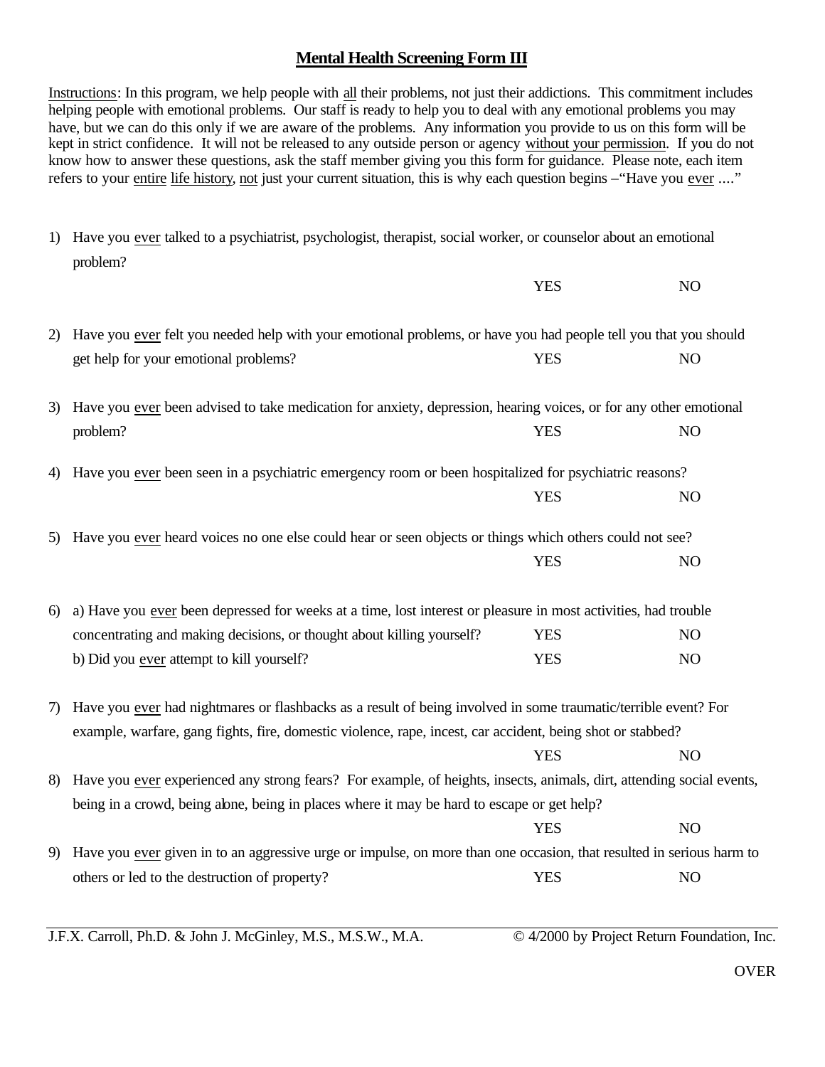# Mental Health Screening Form III

Instructions: In this program, we help people with all their problems, not just their addictions. This commitment includes helping people with emotional problems. Our staff is ready to help you to deal with any emotional problems you may have, but we can do this only if we are aware of the problems. Any information you provide to us on this form will be kept in strict confidence. It will not be released to any outside person or agency without your permission. If you do not know how to answer these questions, ask the staff member giving you this form for guidance. Please note, each item refers to your entire life history, not just your current situation, this is why each question begins –"Have you ever ...."

1) Have you ever talked to a psychiatrist, psychologist, therapist, social worker, or counselor about an emotional problem? YES NO

2) Have you ever felt you needed help with your emotional problems, or have you had people tell you that you should get help for your emotional problems? YES NO

3) Have you ever been advised to take medication for anxiety, depression, hearing voices, or for any other emotional problem? YES NO

4) Have you ever been seen in a psychiatric emergency room or been hospitalized for psychiatric reasons? YES NO

5) Have you ever heard voices no one else could hear or seen objects or things which others could not see? YES NO

6) a) Have you ever been depressed for weeks at a time, lost interest or pleasure in most activities, had trouble concentrating and making decisions, or thought about killing yourself? YES NO
   b) Did you ever attempt to kill yourself? YES NO

7) Have you ever had nightmares or flashbacks as a result of being involved in some traumatic/terrible event? For example, warfare, gang fights, fire, domestic violence, rape, incest, car accident, being shot or stabbed? YES NO

8) Have you ever experienced any strong fears? For example, of heights, insects, animals, dirt, attending social events, being in a crowd, being alone, being in places where it may be hard to escape or get help? YES NO

9) Have you ever given in to an aggressive urge or impulse, on more than one occasion, that resulted in serious harm to others or led to the destruction of property? YES NO

J.F.X. Carroll, Ph.D. & John J. McGinley, M.S., M.S.W., M.A. © 4/2000 by Project Return Foundation, Inc.

OVER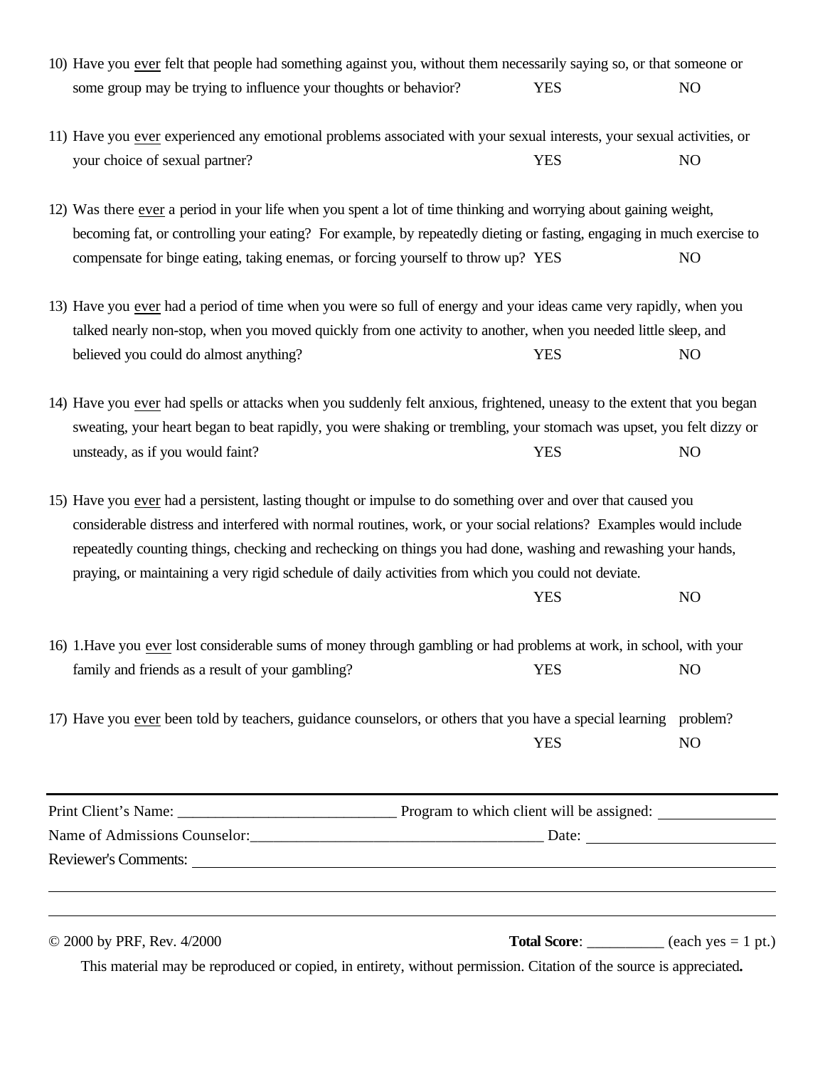10) Have you <u>ever</u> felt that people had something against you, without them necessarily saying so, or that someone or some group may be trying to influence your thoughts or behavior? YES NO

11) Have you <u>ever</u> experienced any emotional problems associated with your sexual interests, your sexual activities, or your choice of sexual partner? YES NO

12) Was there <u>ever</u> a period in your life when you spent a lot of time thinking and worrying about gaining weight, becoming fat, or controlling your eating? For example, by repeatedly dieting or fasting, engaging in much exercise to compensate for binge eating, taking enemas, or forcing yourself to throw up? YES NO

13) Have you <u>ever</u> had a period of time when you were so full of energy and your ideas came very rapidly, when you talked nearly non-stop, when you moved quickly from one activity to another, when you needed little sleep, and believed you could do almost anything? YES NO

14) Have you <u>ever</u> had spells or attacks when you suddenly felt anxious, frightened, uneasy to the extent that you began sweating, your heart began to beat rapidly, you were shaking or trembling, your stomach was upset, you felt dizzy or unsteady, as if you would faint? YES NO

15) Have you <u>ever</u> had a persistent, lasting thought or impulse to do something over and over that caused you considerable distress and interfered with normal routines, work, or your social relations? Examples would include repeatedly counting things, checking and rechecking on things you had done, washing and rewashing your hands, praying, or maintaining a very rigid schedule of daily activities from which you could not deviate.
YES NO

16) 1.Have you <u>ever</u> lost considerable sums of money through gambling or had problems at work, in school, with your family and friends as a result of your gambling? YES NO

17) Have you <u>ever</u> been told by teachers, guidance counselors, or others that you have a special learning problem?
YES NO

---

Print Client's Name: ____________________________ Program to which client will be assigned: ________________

Name of Admissions Counselor:______________________________________ Date: ________________________

Reviewer's Comments: ______________________________________________________________________

______________________________________________________________________________________________

______________________________________________________________________________________________

© 2000 by PRF, Rev. 4/2000 **Total Score**: __________ (each yes = 1 pt.)

This material may be reproduced or copied, in entirety, without permission. Citation of the source is appreciated**.**